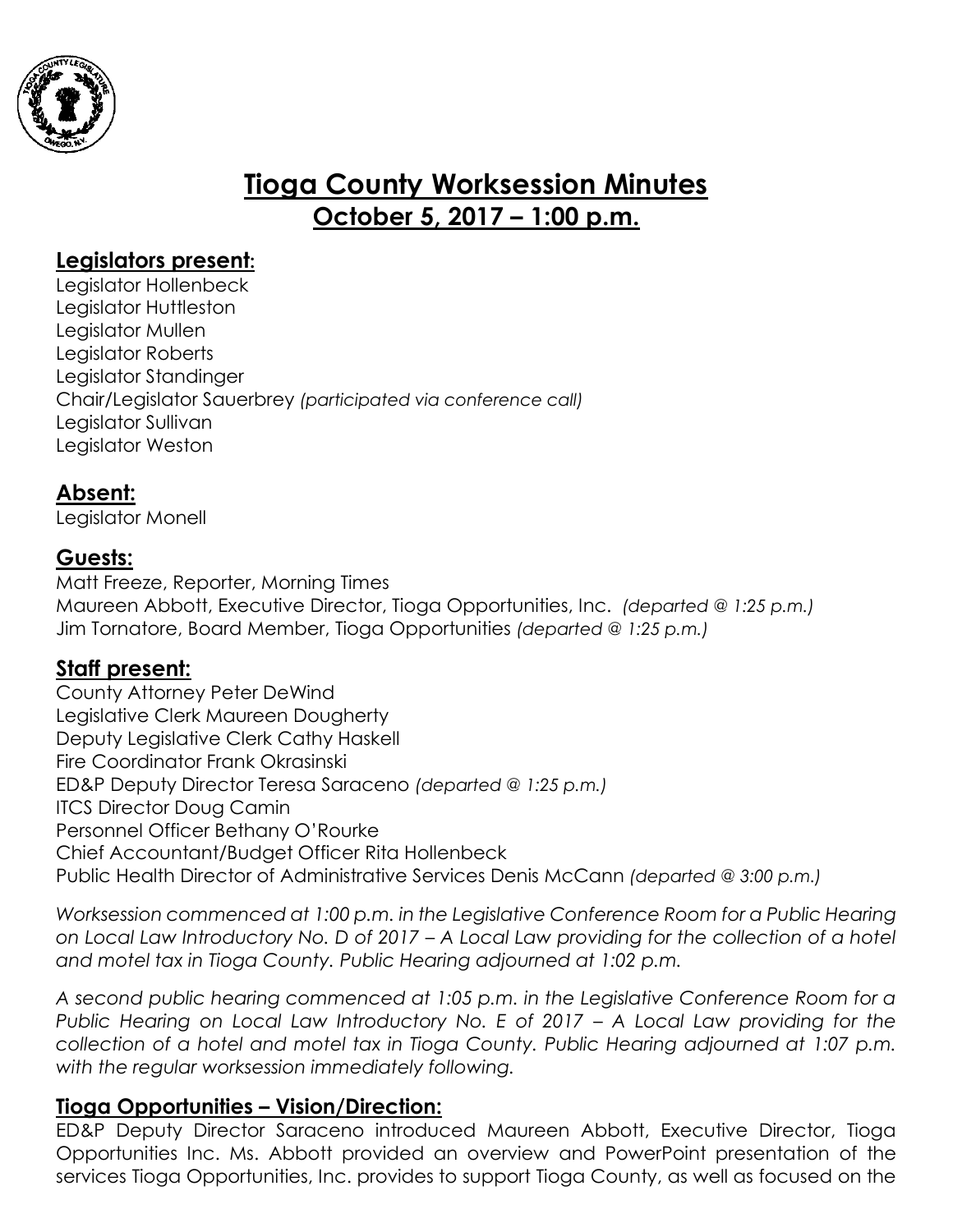# Tioga County Worksession Minutes

## October 5, 2017 – 1:00 p.m.

### Legislators present:

Legislator Hollenbeck
Legislator Huttleston
Legislator Mullen
Legislator Roberts
Legislator Standinger
Chair/Legislator Sauerbrey *(participated via conference call)*
Legislator Sullivan
Legislator Weston

### Absent:

Legislator Monell

### Guests:

Matt Freeze, Reporter, Morning Times
Maureen Abbott, Executive Director, Tioga Opportunities, Inc. *(departed @ 1:25 p.m.)*
Jim Tornatore, Board Member, Tioga Opportunities *(departed @ 1:25 p.m.)*

### Staff present:

County Attorney Peter DeWind
Legislative Clerk Maureen Dougherty
Deputy Legislative Clerk Cathy Haskell
Fire Coordinator Frank Okrasinski
ED&P Deputy Director Teresa Saraceno *(departed @ 1:25 p.m.)*
ITCS Director Doug Camin
Personnel Officer Bethany O'Rourke
Chief Accountant/Budget Officer Rita Hollenbeck
Public Health Director of Administrative Services Denis McCann *(departed @ 3:00 p.m.)*

*Worksession commenced at 1:00 p.m. in the Legislative Conference Room for a Public Hearing on Local Law Introductory No. D of 2017 – A Local Law providing for the collection of a hotel and motel tax in Tioga County. Public Hearing adjourned at 1:02 p.m.*

*A second public hearing commenced at 1:05 p.m. in the Legislative Conference Room for a Public Hearing on Local Law Introductory No. E of 2017 – A Local Law providing for the collection of a hotel and motel tax in Tioga County. Public Hearing adjourned at 1:07 p.m. with the regular worksession immediately following.*

### Tioga Opportunities – Vision/Direction:

ED&P Deputy Director Saraceno introduced Maureen Abbott, Executive Director, Tioga Opportunities Inc. Ms. Abbott provided an overview and PowerPoint presentation of the services Tioga Opportunities, Inc. provides to support Tioga County, as well as focused on the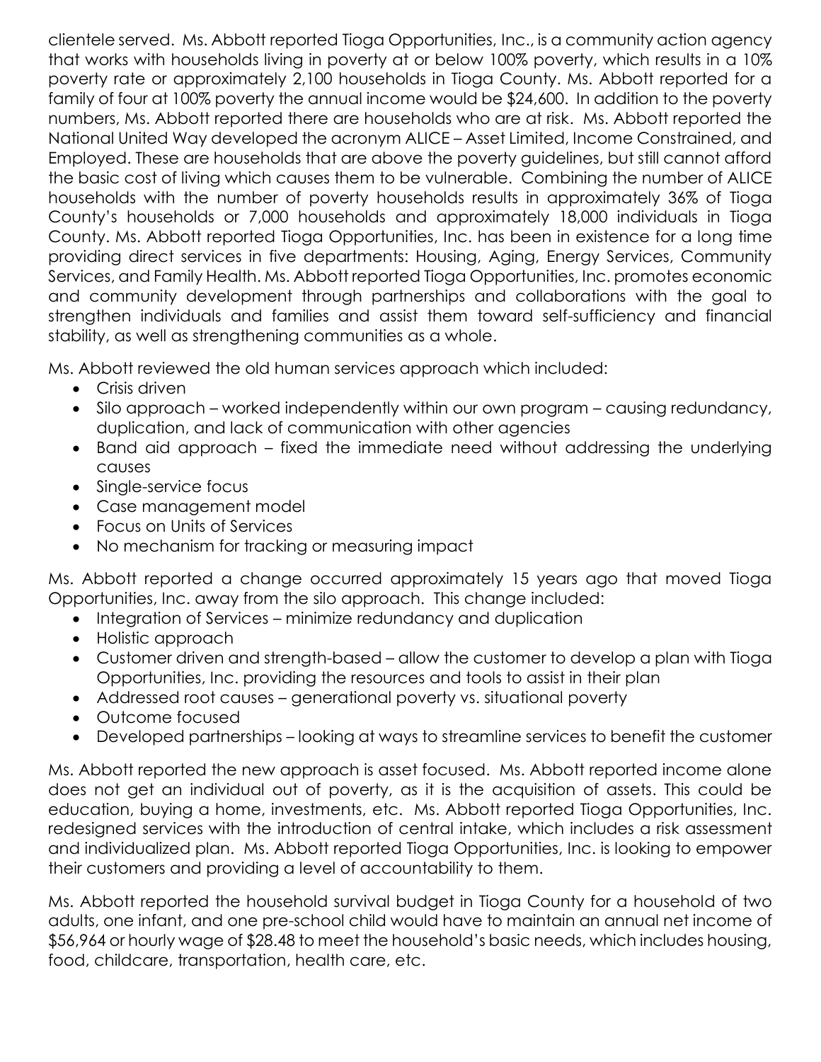clientele served. Ms. Abbott reported Tioga Opportunities, Inc., is a community action agency that works with households living in poverty at or below 100% poverty, which results in a 10% poverty rate or approximately 2,100 households in Tioga County. Ms. Abbott reported for a family of four at 100% poverty the annual income would be $24,600. In addition to the poverty numbers, Ms. Abbott reported there are households who are at risk. Ms. Abbott reported the National United Way developed the acronym ALICE – Asset Limited, Income Constrained, and Employed. These are households that are above the poverty guidelines, but still cannot afford the basic cost of living which causes them to be vulnerable. Combining the number of ALICE households with the number of poverty households results in approximately 36% of Tioga County's households or 7,000 households and approximately 18,000 individuals in Tioga County. Ms. Abbott reported Tioga Opportunities, Inc. has been in existence for a long time providing direct services in five departments: Housing, Aging, Energy Services, Community Services, and Family Health. Ms. Abbott reported Tioga Opportunities, Inc. promotes economic and community development through partnerships and collaborations with the goal to strengthen individuals and families and assist them toward self-sufficiency and financial stability, as well as strengthening communities as a whole.

Ms. Abbott reviewed the old human services approach which included:

- Crisis driven
- Silo approach – worked independently within our own program – causing redundancy, duplication, and lack of communication with other agencies
- Band aid approach – fixed the immediate need without addressing the underlying causes
- Single-service focus
- Case management model
- Focus on Units of Services
- No mechanism for tracking or measuring impact

Ms. Abbott reported a change occurred approximately 15 years ago that moved Tioga Opportunities, Inc. away from the silo approach. This change included:

- Integration of Services – minimize redundancy and duplication
- Holistic approach
- Customer driven and strength-based – allow the customer to develop a plan with Tioga Opportunities, Inc. providing the resources and tools to assist in their plan
- Addressed root causes – generational poverty vs. situational poverty
- Outcome focused
- Developed partnerships – looking at ways to streamline services to benefit the customer

Ms. Abbott reported the new approach is asset focused. Ms. Abbott reported income alone does not get an individual out of poverty, as it is the acquisition of assets. This could be education, buying a home, investments, etc. Ms. Abbott reported Tioga Opportunities, Inc. redesigned services with the introduction of central intake, which includes a risk assessment and individualized plan. Ms. Abbott reported Tioga Opportunities, Inc. is looking to empower their customers and providing a level of accountability to them.

Ms. Abbott reported the household survival budget in Tioga County for a household of two adults, one infant, and one pre-school child would have to maintain an annual net income of $56,964 or hourly wage of $28.48 to meet the household's basic needs, which includes housing, food, childcare, transportation, health care, etc.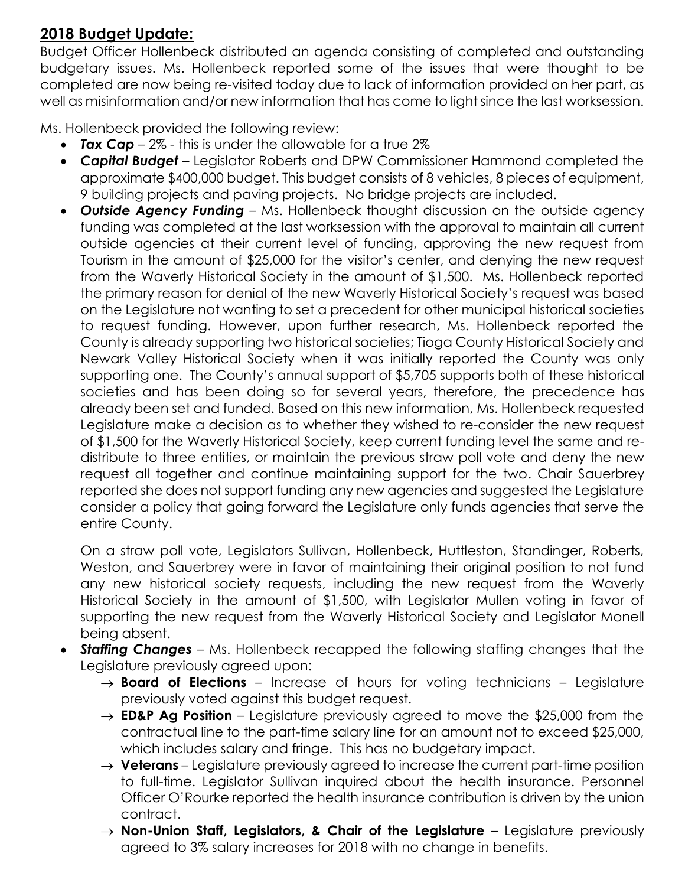## 2018 Budget Update:

Budget Officer Hollenbeck distributed an agenda consisting of completed and outstanding budgetary issues. Ms. Hollenbeck reported some of the issues that were thought to be completed are now being re-visited today due to lack of information provided on her part, as well as misinformation and/or new information that has come to light since the last worksession.

Ms. Hollenbeck provided the following review:

- ***Tax Cap*** – 2% - this is under the allowable for a true 2%
- ***Capital Budget*** – Legislator Roberts and DPW Commissioner Hammond completed the approximate $400,000 budget. This budget consists of 8 vehicles, 8 pieces of equipment, 9 building projects and paving projects. No bridge projects are included.
- ***Outside Agency Funding*** – Ms. Hollenbeck thought discussion on the outside agency funding was completed at the last worksession with the approval to maintain all current outside agencies at their current level of funding, approving the new request from Tourism in the amount of $25,000 for the visitor's center, and denying the new request from the Waverly Historical Society in the amount of $1,500. Ms. Hollenbeck reported the primary reason for denial of the new Waverly Historical Society's request was based on the Legislature not wanting to set a precedent for other municipal historical societies to request funding. However, upon further research, Ms. Hollenbeck reported the County is already supporting two historical societies; Tioga County Historical Society and Newark Valley Historical Society when it was initially reported the County was only supporting one. The County's annual support of $5,705 supports both of these historical societies and has been doing so for several years, therefore, the precedence has already been set and funded. Based on this new information, Ms. Hollenbeck requested Legislature make a decision as to whether they wished to re-consider the new request of $1,500 for the Waverly Historical Society, keep current funding level the same and re-distribute to three entities, or maintain the previous straw poll vote and deny the new request all together and continue maintaining support for the two. Chair Sauerbrey reported she does not support funding any new agencies and suggested the Legislature consider a policy that going forward the Legislature only funds agencies that serve the entire County.

  On a straw poll vote, Legislators Sullivan, Hollenbeck, Huttleston, Standinger, Roberts, Weston, and Sauerbrey were in favor of maintaining their original position to not fund any new historical society requests, including the new request from the Waverly Historical Society in the amount of $1,500, with Legislator Mullen voting in favor of supporting the new request from the Waverly Historical Society and Legislator Monell being absent.

- ***Staffing Changes*** – Ms. Hollenbeck recapped the following staffing changes that the Legislature previously agreed upon:
  - → **Board of Elections** – Increase of hours for voting technicians – Legislature previously voted against this budget request.
  - → **ED&P Ag Position** – Legislature previously agreed to move the $25,000 from the contractual line to the part-time salary line for an amount not to exceed $25,000, which includes salary and fringe. This has no budgetary impact.
  - → **Veterans** – Legislature previously agreed to increase the current part-time position to full-time. Legislator Sullivan inquired about the health insurance. Personnel Officer O'Rourke reported the health insurance contribution is driven by the union contract.
  - → **Non-Union Staff, Legislators, & Chair of the Legislature** – Legislature previously agreed to 3% salary increases for 2018 with no change in benefits.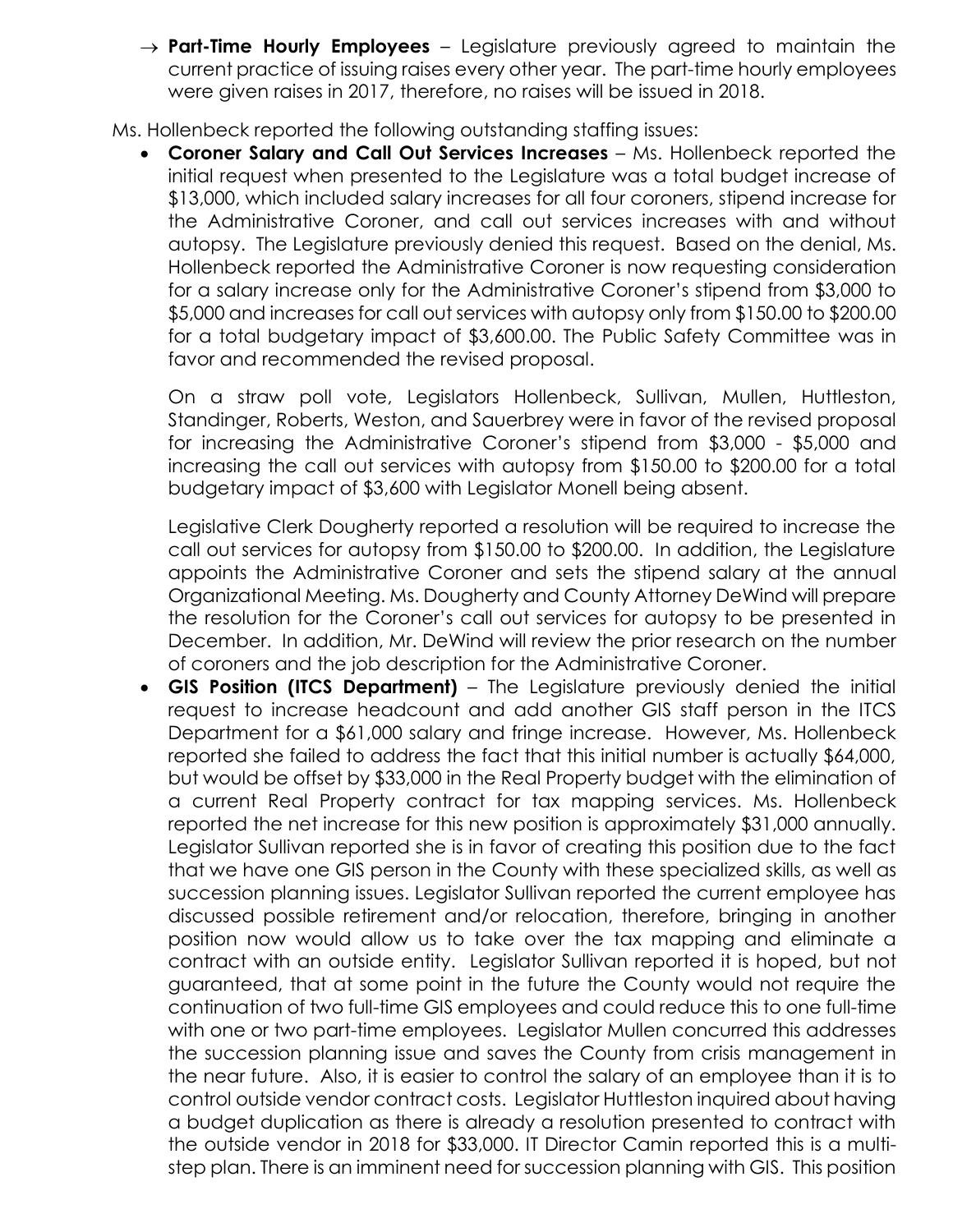- → **Part-Time Hourly Employees** – Legislature previously agreed to maintain the current practice of issuing raises every other year. The part-time hourly employees were given raises in 2017, therefore, no raises will be issued in 2018.

Ms. Hollenbeck reported the following outstanding staffing issues:

- **Coroner Salary and Call Out Services Increases** – Ms. Hollenbeck reported the initial request when presented to the Legislature was a total budget increase of $13,000, which included salary increases for all four coroners, stipend increase for the Administrative Coroner, and call out services increases with and without autopsy. The Legislature previously denied this request. Based on the denial, Ms. Hollenbeck reported the Administrative Coroner is now requesting consideration for a salary increase only for the Administrative Coroner's stipend from $3,000 to $5,000 and increases for call out services with autopsy only from $150.00 to $200.00 for a total budgetary impact of $3,600.00. The Public Safety Committee was in favor and recommended the revised proposal.

  On a straw poll vote, Legislators Hollenbeck, Sullivan, Mullen, Huttleston, Standinger, Roberts, Weston, and Sauerbrey were in favor of the revised proposal for increasing the Administrative Coroner's stipend from $3,000 - $5,000 and increasing the call out services with autopsy from $150.00 to $200.00 for a total budgetary impact of $3,600 with Legislator Monell being absent.

  Legislative Clerk Dougherty reported a resolution will be required to increase the call out services for autopsy from $150.00 to $200.00. In addition, the Legislature appoints the Administrative Coroner and sets the stipend salary at the annual Organizational Meeting. Ms. Dougherty and County Attorney DeWind will prepare the resolution for the Coroner's call out services for autopsy to be presented in December. In addition, Mr. DeWind will review the prior research on the number of coroners and the job description for the Administrative Coroner.

- **GIS Position (ITCS Department)** – The Legislature previously denied the initial request to increase headcount and add another GIS staff person in the ITCS Department for a $61,000 salary and fringe increase. However, Ms. Hollenbeck reported she failed to address the fact that this initial number is actually $64,000, but would be offset by $33,000 in the Real Property budget with the elimination of a current Real Property contract for tax mapping services. Ms. Hollenbeck reported the net increase for this new position is approximately $31,000 annually. Legislator Sullivan reported she is in favor of creating this position due to the fact that we have one GIS person in the County with these specialized skills, as well as succession planning issues. Legislator Sullivan reported the current employee has discussed possible retirement and/or relocation, therefore, bringing in another position now would allow us to take over the tax mapping and eliminate a contract with an outside entity. Legislator Sullivan reported it is hoped, but not guaranteed, that at some point in the future the County would not require the continuation of two full-time GIS employees and could reduce this to one full-time with one or two part-time employees. Legislator Mullen concurred this addresses the succession planning issue and saves the County from crisis management in the near future. Also, it is easier to control the salary of an employee than it is to control outside vendor contract costs. Legislator Huttleston inquired about having a budget duplication as there is already a resolution presented to contract with the outside vendor in 2018 for $33,000. IT Director Camin reported this is a multi-step plan. There is an imminent need for succession planning with GIS. This position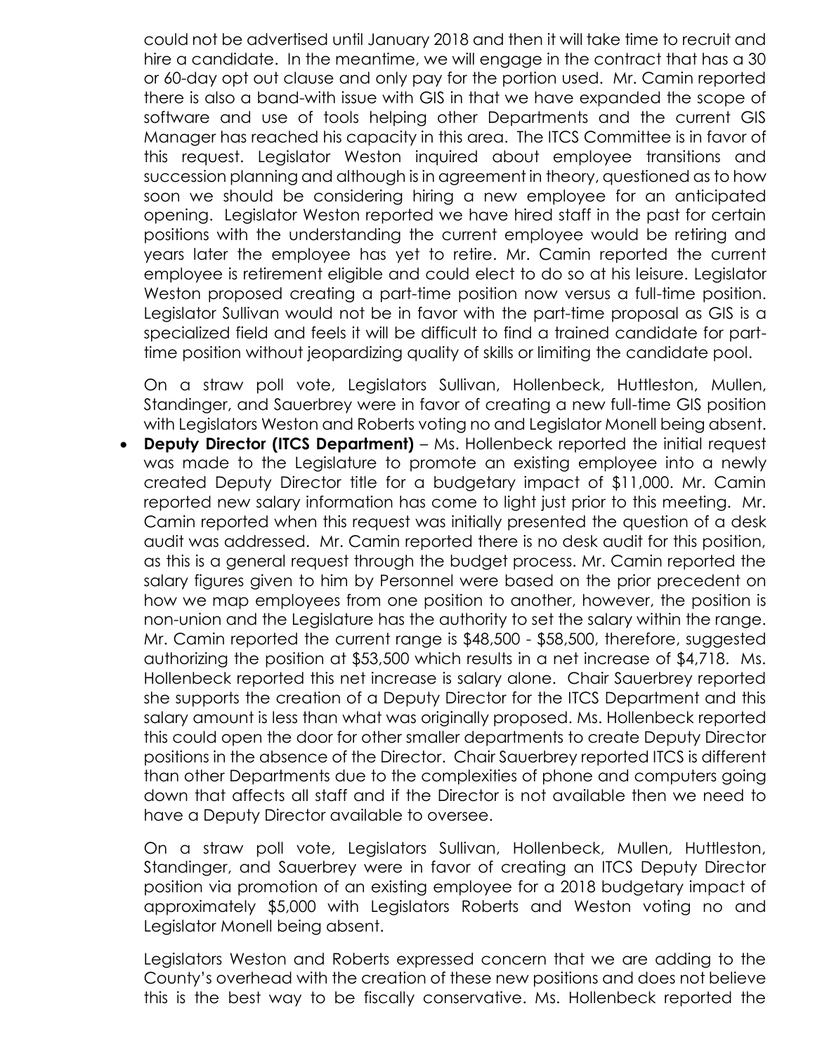could not be advertised until January 2018 and then it will take time to recruit and hire a candidate. In the meantime, we will engage in the contract that has a 30 or 60-day opt out clause and only pay for the portion used. Mr. Camin reported there is also a band-with issue with GIS in that we have expanded the scope of software and use of tools helping other Departments and the current GIS Manager has reached his capacity in this area. The ITCS Committee is in favor of this request. Legislator Weston inquired about employee transitions and succession planning and although is in agreement in theory, questioned as to how soon we should be considering hiring a new employee for an anticipated opening. Legislator Weston reported we have hired staff in the past for certain positions with the understanding the current employee would be retiring and years later the employee has yet to retire. Mr. Camin reported the current employee is retirement eligible and could elect to do so at his leisure. Legislator Weston proposed creating a part-time position now versus a full-time position. Legislator Sullivan would not be in favor with the part-time proposal as GIS is a specialized field and feels it will be difficult to find a trained candidate for part-time position without jeopardizing quality of skills or limiting the candidate pool.

On a straw poll vote, Legislators Sullivan, Hollenbeck, Huttleston, Mullen, Standinger, and Sauerbrey were in favor of creating a new full-time GIS position with Legislators Weston and Roberts voting no and Legislator Monell being absent.

- **Deputy Director (ITCS Department)** – Ms. Hollenbeck reported the initial request was made to the Legislature to promote an existing employee into a newly created Deputy Director title for a budgetary impact of $11,000. Mr. Camin reported new salary information has come to light just prior to this meeting. Mr. Camin reported when this request was initially presented the question of a desk audit was addressed. Mr. Camin reported there is no desk audit for this position, as this is a general request through the budget process. Mr. Camin reported the salary figures given to him by Personnel were based on the prior precedent on how we map employees from one position to another, however, the position is non-union and the Legislature has the authority to set the salary within the range. Mr. Camin reported the current range is $48,500 - $58,500, therefore, suggested authorizing the position at $53,500 which results in a net increase of $4,718. Ms. Hollenbeck reported this net increase is salary alone. Chair Sauerbrey reported she supports the creation of a Deputy Director for the ITCS Department and this salary amount is less than what was originally proposed. Ms. Hollenbeck reported this could open the door for other smaller departments to create Deputy Director positions in the absence of the Director. Chair Sauerbrey reported ITCS is different than other Departments due to the complexities of phone and computers going down that affects all staff and if the Director is not available then we need to have a Deputy Director available to oversee.

  On a straw poll vote, Legislators Sullivan, Hollenbeck, Mullen, Huttleston, Standinger, and Sauerbrey were in favor of creating an ITCS Deputy Director position via promotion of an existing employee for a 2018 budgetary impact of approximately $5,000 with Legislators Roberts and Weston voting no and Legislator Monell being absent.

  Legislators Weston and Roberts expressed concern that we are adding to the County's overhead with the creation of these new positions and does not believe this is the best way to be fiscally conservative. Ms. Hollenbeck reported the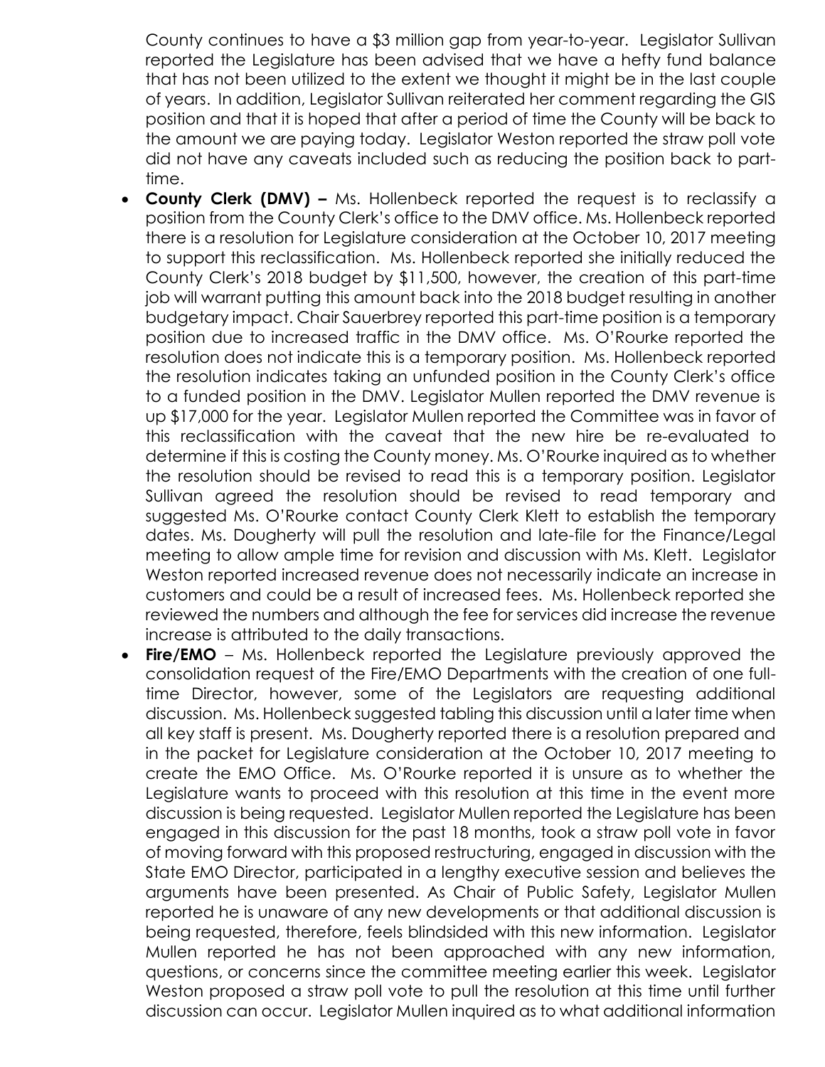County continues to have a $3 million gap from year-to-year. Legislator Sullivan reported the Legislature has been advised that we have a hefty fund balance that has not been utilized to the extent we thought it might be in the last couple of years. In addition, Legislator Sullivan reiterated her comment regarding the GIS position and that it is hoped that after a period of time the County will be back to the amount we are paying today. Legislator Weston reported the straw poll vote did not have any caveats included such as reducing the position back to part-time.

- **County Clerk (DMV) –** Ms. Hollenbeck reported the request is to reclassify a position from the County Clerk's office to the DMV office. Ms. Hollenbeck reported there is a resolution for Legislature consideration at the October 10, 2017 meeting to support this reclassification. Ms. Hollenbeck reported she initially reduced the County Clerk's 2018 budget by $11,500, however, the creation of this part-time job will warrant putting this amount back into the 2018 budget resulting in another budgetary impact. Chair Sauerbrey reported this part-time position is a temporary position due to increased traffic in the DMV office. Ms. O'Rourke reported the resolution does not indicate this is a temporary position. Ms. Hollenbeck reported the resolution indicates taking an unfunded position in the County Clerk's office to a funded position in the DMV. Legislator Mullen reported the DMV revenue is up $17,000 for the year. Legislator Mullen reported the Committee was in favor of this reclassification with the caveat that the new hire be re-evaluated to determine if this is costing the County money. Ms. O'Rourke inquired as to whether the resolution should be revised to read this is a temporary position. Legislator Sullivan agreed the resolution should be revised to read temporary and suggested Ms. O'Rourke contact County Clerk Klett to establish the temporary dates. Ms. Dougherty will pull the resolution and late-file for the Finance/Legal meeting to allow ample time for revision and discussion with Ms. Klett. Legislator Weston reported increased revenue does not necessarily indicate an increase in customers and could be a result of increased fees. Ms. Hollenbeck reported she reviewed the numbers and although the fee for services did increase the revenue increase is attributed to the daily transactions.
- **Fire/EMO** – Ms. Hollenbeck reported the Legislature previously approved the consolidation request of the Fire/EMO Departments with the creation of one full-time Director, however, some of the Legislators are requesting additional discussion. Ms. Hollenbeck suggested tabling this discussion until a later time when all key staff is present. Ms. Dougherty reported there is a resolution prepared and in the packet for Legislature consideration at the October 10, 2017 meeting to create the EMO Office. Ms. O'Rourke reported it is unsure as to whether the Legislature wants to proceed with this resolution at this time in the event more discussion is being requested. Legislator Mullen reported the Legislature has been engaged in this discussion for the past 18 months, took a straw poll vote in favor of moving forward with this proposed restructuring, engaged in discussion with the State EMO Director, participated in a lengthy executive session and believes the arguments have been presented. As Chair of Public Safety, Legislator Mullen reported he is unaware of any new developments or that additional discussion is being requested, therefore, feels blindsided with this new information. Legislator Mullen reported he has not been approached with any new information, questions, or concerns since the committee meeting earlier this week. Legislator Weston proposed a straw poll vote to pull the resolution at this time until further discussion can occur. Legislator Mullen inquired as to what additional information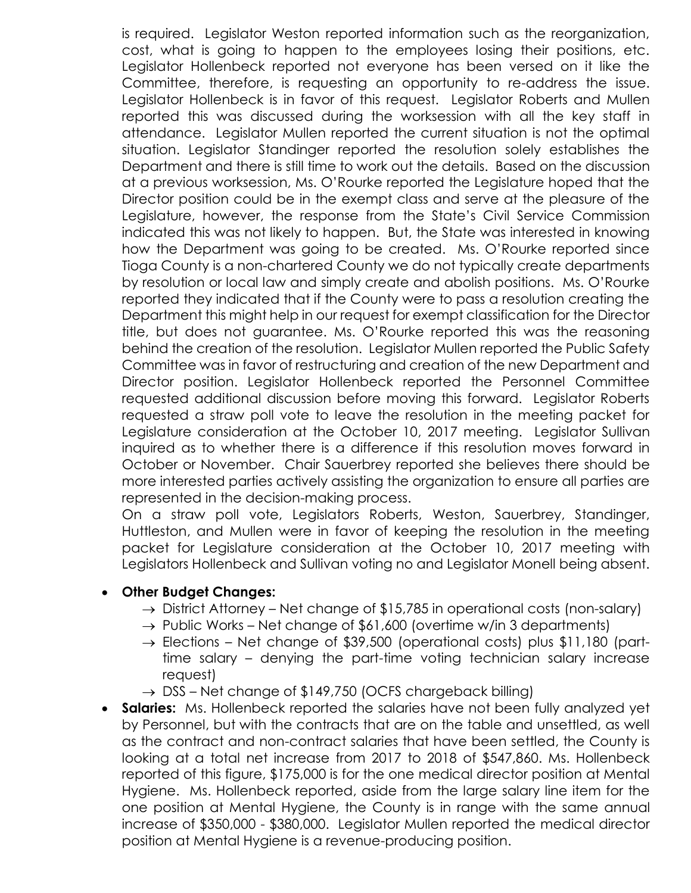is required. Legislator Weston reported information such as the reorganization, cost, what is going to happen to the employees losing their positions, etc. Legislator Hollenbeck reported not everyone has been versed on it like the Committee, therefore, is requesting an opportunity to re-address the issue. Legislator Hollenbeck is in favor of this request. Legislator Roberts and Mullen reported this was discussed during the worksession with all the key staff in attendance. Legislator Mullen reported the current situation is not the optimal situation. Legislator Standinger reported the resolution solely establishes the Department and there is still time to work out the details. Based on the discussion at a previous worksession, Ms. O'Rourke reported the Legislature hoped that the Director position could be in the exempt class and serve at the pleasure of the Legislature, however, the response from the State's Civil Service Commission indicated this was not likely to happen. But, the State was interested in knowing how the Department was going to be created. Ms. O'Rourke reported since Tioga County is a non-chartered County we do not typically create departments by resolution or local law and simply create and abolish positions. Ms. O'Rourke reported they indicated that if the County were to pass a resolution creating the Department this might help in our request for exempt classification for the Director title, but does not guarantee. Ms. O'Rourke reported this was the reasoning behind the creation of the resolution. Legislator Mullen reported the Public Safety Committee was in favor of restructuring and creation of the new Department and Director position. Legislator Hollenbeck reported the Personnel Committee requested additional discussion before moving this forward. Legislator Roberts requested a straw poll vote to leave the resolution in the meeting packet for Legislature consideration at the October 10, 2017 meeting. Legislator Sullivan inquired as to whether there is a difference if this resolution moves forward in October or November. Chair Sauerbrey reported she believes there should be more interested parties actively assisting the organization to ensure all parties are represented in the decision-making process.

On a straw poll vote, Legislators Roberts, Weston, Sauerbrey, Standinger, Huttleston, and Mullen were in favor of keeping the resolution in the meeting packet for Legislature consideration at the October 10, 2017 meeting with Legislators Hollenbeck and Sullivan voting no and Legislator Monell being absent.

- **Other Budget Changes:**
  - → District Attorney – Net change of $15,785 in operational costs (non-salary)
  - → Public Works – Net change of $61,600 (overtime w/in 3 departments)
  - → Elections – Net change of $39,500 (operational costs) plus $11,180 (part-time salary – denying the part-time voting technician salary increase request)
  - → DSS – Net change of $149,750 (OCFS chargeback billing)
- **Salaries:** Ms. Hollenbeck reported the salaries have not been fully analyzed yet by Personnel, but with the contracts that are on the table and unsettled, as well as the contract and non-contract salaries that have been settled, the County is looking at a total net increase from 2017 to 2018 of $547,860. Ms. Hollenbeck reported of this figure, $175,000 is for the one medical director position at Mental Hygiene. Ms. Hollenbeck reported, aside from the large salary line item for the one position at Mental Hygiene, the County is in range with the same annual increase of $350,000 - $380,000. Legislator Mullen reported the medical director position at Mental Hygiene is a revenue-producing position.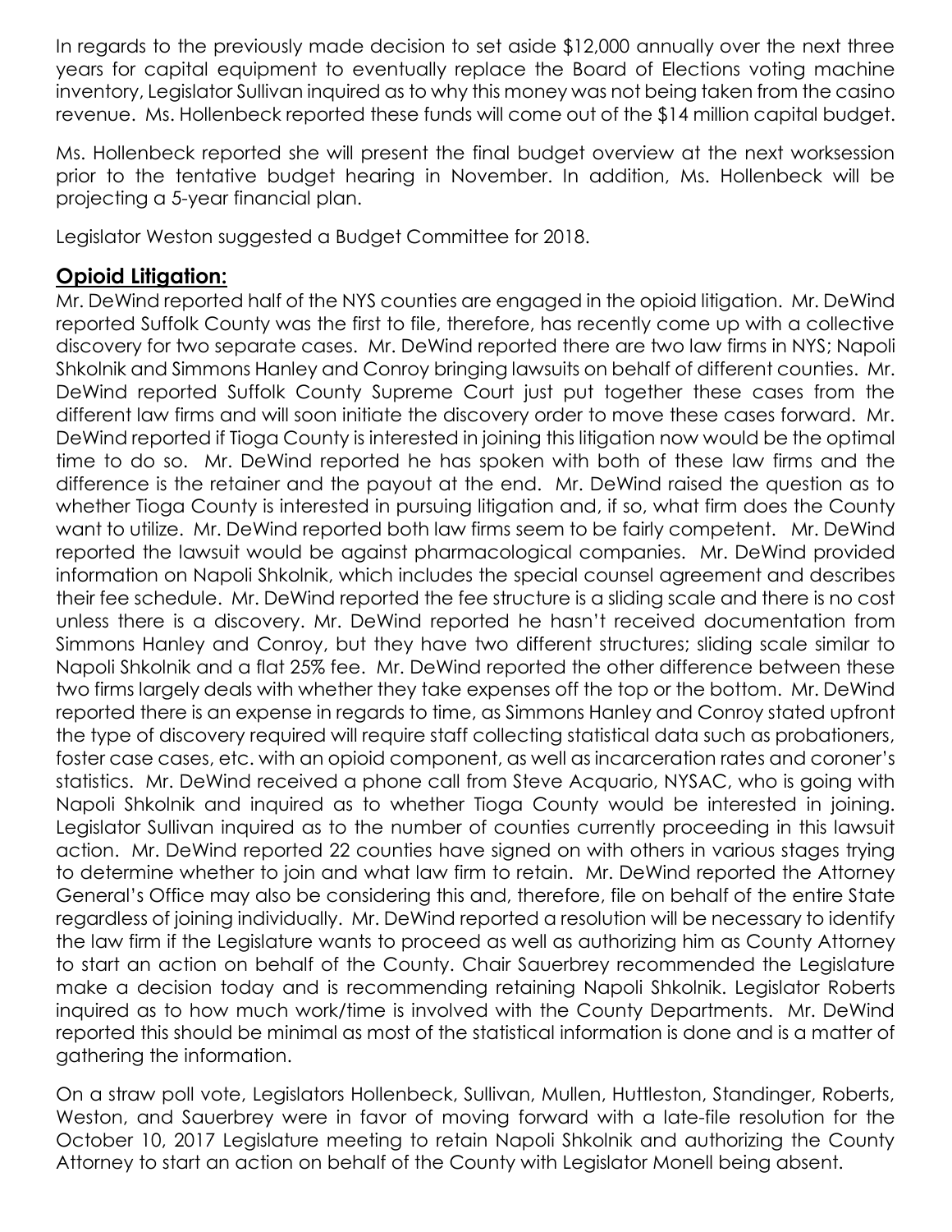In regards to the previously made decision to set aside $12,000 annually over the next three years for capital equipment to eventually replace the Board of Elections voting machine inventory, Legislator Sullivan inquired as to why this money was not being taken from the casino revenue. Ms. Hollenbeck reported these funds will come out of the $14 million capital budget.

Ms. Hollenbeck reported she will present the final budget overview at the next worksession prior to the tentative budget hearing in November. In addition, Ms. Hollenbeck will be projecting a 5-year financial plan.

Legislator Weston suggested a Budget Committee for 2018.

## **Opioid Litigation:**

Mr. DeWind reported half of the NYS counties are engaged in the opioid litigation. Mr. DeWind reported Suffolk County was the first to file, therefore, has recently come up with a collective discovery for two separate cases. Mr. DeWind reported there are two law firms in NYS; Napoli Shkolnik and Simmons Hanley and Conroy bringing lawsuits on behalf of different counties. Mr. DeWind reported Suffolk County Supreme Court just put together these cases from the different law firms and will soon initiate the discovery order to move these cases forward. Mr. DeWind reported if Tioga County is interested in joining this litigation now would be the optimal time to do so. Mr. DeWind reported he has spoken with both of these law firms and the difference is the retainer and the payout at the end. Mr. DeWind raised the question as to whether Tioga County is interested in pursuing litigation and, if so, what firm does the County want to utilize. Mr. DeWind reported both law firms seem to be fairly competent. Mr. DeWind reported the lawsuit would be against pharmacological companies. Mr. DeWind provided information on Napoli Shkolnik, which includes the special counsel agreement and describes their fee schedule. Mr. DeWind reported the fee structure is a sliding scale and there is no cost unless there is a discovery. Mr. DeWind reported he hasn't received documentation from Simmons Hanley and Conroy, but they have two different structures; sliding scale similar to Napoli Shkolnik and a flat 25% fee. Mr. DeWind reported the other difference between these two firms largely deals with whether they take expenses off the top or the bottom. Mr. DeWind reported there is an expense in regards to time, as Simmons Hanley and Conroy stated upfront the type of discovery required will require staff collecting statistical data such as probationers, foster case cases, etc. with an opioid component, as well as incarceration rates and coroner's statistics. Mr. DeWind received a phone call from Steve Acquario, NYSAC, who is going with Napoli Shkolnik and inquired as to whether Tioga County would be interested in joining. Legislator Sullivan inquired as to the number of counties currently proceeding in this lawsuit action. Mr. DeWind reported 22 counties have signed on with others in various stages trying to determine whether to join and what law firm to retain. Mr. DeWind reported the Attorney General's Office may also be considering this and, therefore, file on behalf of the entire State regardless of joining individually. Mr. DeWind reported a resolution will be necessary to identify the law firm if the Legislature wants to proceed as well as authorizing him as County Attorney to start an action on behalf of the County. Chair Sauerbrey recommended the Legislature make a decision today and is recommending retaining Napoli Shkolnik. Legislator Roberts inquired as to how much work/time is involved with the County Departments. Mr. DeWind reported this should be minimal as most of the statistical information is done and is a matter of gathering the information.

On a straw poll vote, Legislators Hollenbeck, Sullivan, Mullen, Huttleston, Standinger, Roberts, Weston, and Sauerbrey were in favor of moving forward with a late-file resolution for the October 10, 2017 Legislature meeting to retain Napoli Shkolnik and authorizing the County Attorney to start an action on behalf of the County with Legislator Monell being absent.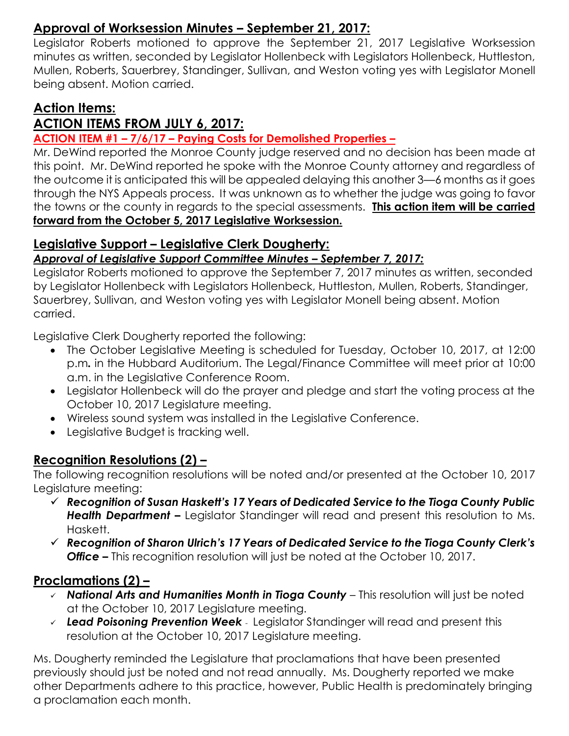## Approval of Worksession Minutes – September 21, 2017:

Legislator Roberts motioned to approve the September 21, 2017 Legislative Worksession minutes as written, seconded by Legislator Hollenbeck with Legislators Hollenbeck, Huttleston, Mullen, Roberts, Sauerbrey, Standinger, Sullivan, and Weston voting yes with Legislator Monell being absent. Motion carried.

## Action Items:

## ACTION ITEMS FROM JULY 6, 2017:

### ACTION ITEM #1 – 7/6/17 – Paying Costs for Demolished Properties –

Mr. DeWind reported the Monroe County judge reserved and no decision has been made at this point. Mr. DeWind reported he spoke with the Monroe County attorney and regardless of the outcome it is anticipated this will be appealed delaying this another 3—6 months as it goes through the NYS Appeals process. It was unknown as to whether the judge was going to favor the towns or the county in regards to the special assessments. **This action item will be carried forward from the October 5, 2017 Legislative Worksession.**

## Legislative Support – Legislative Clerk Dougherty:

### *Approval of Legislative Support Committee Minutes – September 7, 2017:*

Legislator Roberts motioned to approve the September 7, 2017 minutes as written, seconded by Legislator Hollenbeck with Legislators Hollenbeck, Huttleston, Mullen, Roberts, Standinger, Sauerbrey, Sullivan, and Weston voting yes with Legislator Monell being absent. Motion carried.

Legislative Clerk Dougherty reported the following:

- The October Legislative Meeting is scheduled for Tuesday, October 10, 2017, at 12:00 p.m**.** in the Hubbard Auditorium. The Legal/Finance Committee will meet prior at 10:00 a.m. in the Legislative Conference Room.
- Legislator Hollenbeck will do the prayer and pledge and start the voting process at the October 10, 2017 Legislature meeting.
- Wireless sound system was installed in the Legislative Conference.
- Legislative Budget is tracking well.

## Recognition Resolutions (2) –

The following recognition resolutions will be noted and/or presented at the October 10, 2017 Legislature meeting:

- ✓ ***Recognition of Susan Haskett's 17 Years of Dedicated Service to the Tioga County Public Health Department –*** Legislator Standinger will read and present this resolution to Ms. Haskett.
- ✓ ***Recognition of Sharon Ulrich's 17 Years of Dedicated Service to the Tioga County Clerk's Office –*** This recognition resolution will just be noted at the October 10, 2017.

## Proclamations (2) –

- ✓ ***National Arts and Humanities Month in Tioga County*** – This resolution will just be noted at the October 10, 2017 Legislature meeting.
- ✓ ***Lead Poisoning Prevention Week*** - Legislator Standinger will read and present this resolution at the October 10, 2017 Legislature meeting.

Ms. Dougherty reminded the Legislature that proclamations that have been presented previously should just be noted and not read annually. Ms. Dougherty reported we make other Departments adhere to this practice, however, Public Health is predominately bringing a proclamation each month.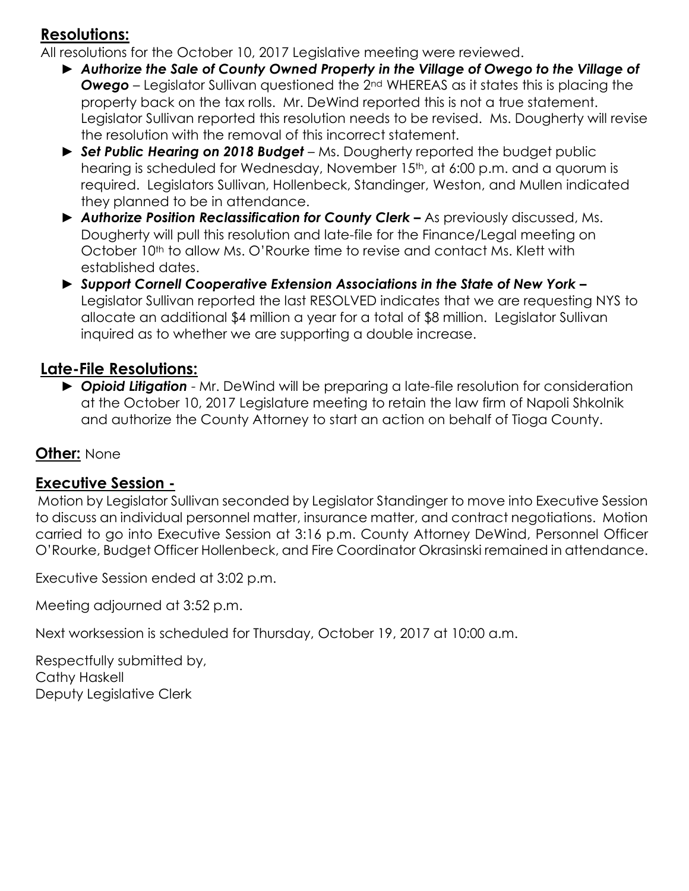## Resolutions:

All resolutions for the October 10, 2017 Legislative meeting were reviewed.

- ► ***Authorize the Sale of County Owned Property in the Village of Owego to the Village of Owego*** – Legislator Sullivan questioned the 2nd WHEREAS as it states this is placing the property back on the tax rolls. Mr. DeWind reported this is not a true statement. Legislator Sullivan reported this resolution needs to be revised. Ms. Dougherty will revise the resolution with the removal of this incorrect statement.
- ► ***Set Public Hearing on 2018 Budget*** – Ms. Dougherty reported the budget public hearing is scheduled for Wednesday, November 15th, at 6:00 p.m. and a quorum is required. Legislators Sullivan, Hollenbeck, Standinger, Weston, and Mullen indicated they planned to be in attendance.
- ► ***Authorize Position Reclassification for County Clerk –*** As previously discussed, Ms. Dougherty will pull this resolution and late-file for the Finance/Legal meeting on October 10th to allow Ms. O'Rourke time to revise and contact Ms. Klett with established dates.
- ► ***Support Cornell Cooperative Extension Associations in the State of New York –*** Legislator Sullivan reported the last RESOLVED indicates that we are requesting NYS to allocate an additional $4 million a year for a total of $8 million. Legislator Sullivan inquired as to whether we are supporting a double increase.

## Late-File Resolutions:

- ► ***Opioid Litigation*** - Mr. DeWind will be preparing a late-file resolution for consideration at the October 10, 2017 Legislature meeting to retain the law firm of Napoli Shkolnik and authorize the County Attorney to start an action on behalf of Tioga County.

## Other: None

## Executive Session -

Motion by Legislator Sullivan seconded by Legislator Standinger to move into Executive Session to discuss an individual personnel matter, insurance matter, and contract negotiations. Motion carried to go into Executive Session at 3:16 p.m. County Attorney DeWind, Personnel Officer O'Rourke, Budget Officer Hollenbeck, and Fire Coordinator Okrasinski remained in attendance.

Executive Session ended at 3:02 p.m.

Meeting adjourned at 3:52 p.m.

Next worksession is scheduled for Thursday, October 19, 2017 at 10:00 a.m.

Respectfully submitted by,
Cathy Haskell
Deputy Legislative Clerk